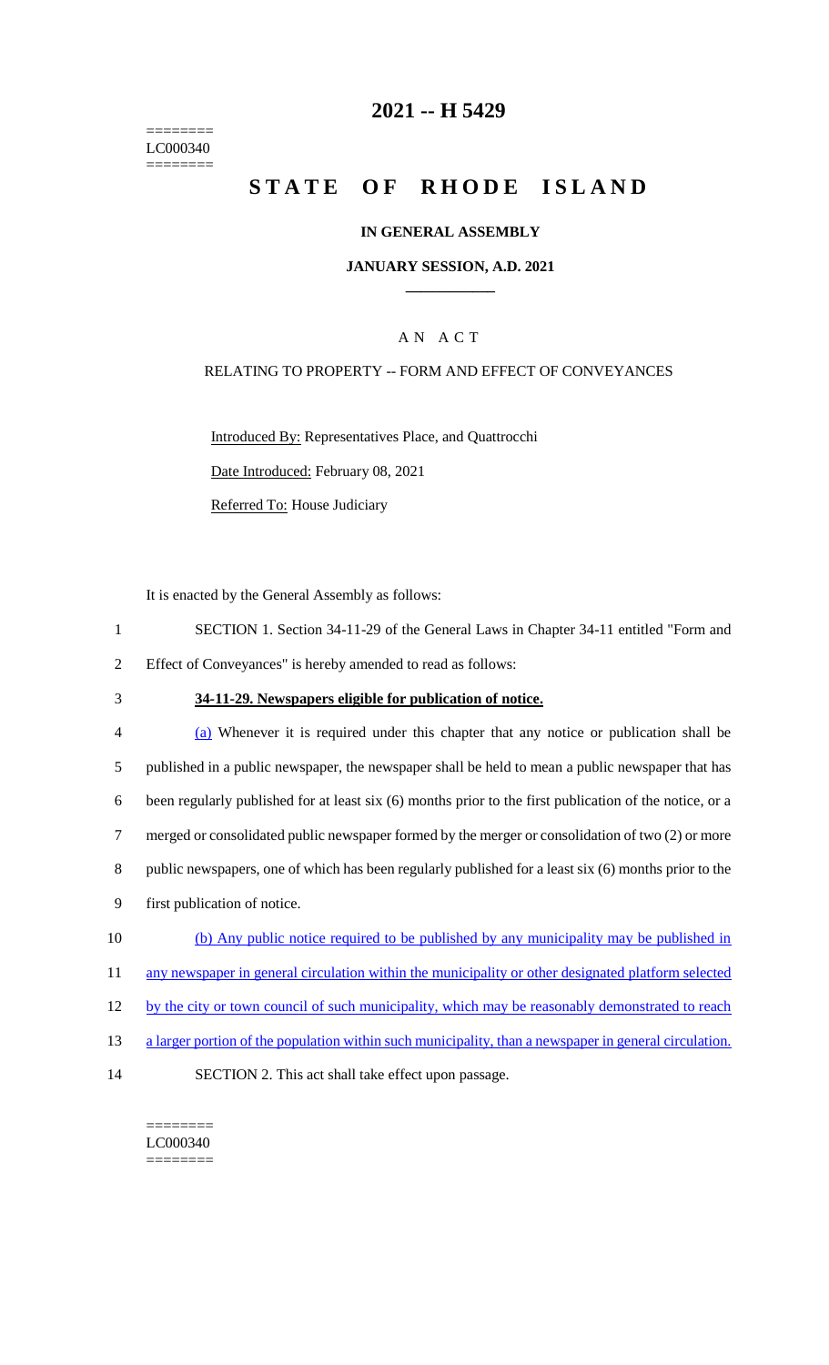========
LC000340
========

# 2021 -- H 5429

# STATE OF RHODE ISLAND

## IN GENERAL ASSEMBLY

### JANUARY SESSION, A.D. 2021

### A N A C T

RELATING TO PROPERTY -- FORM AND EFFECT OF CONVEYANCES

Introduced By: Representatives Place, and Quattrocchi

Date Introduced: February 08, 2021

Referred To: House Judiciary

It is enacted by the General Assembly as follows:

1 SECTION 1. Section 34-11-29 of the General Laws in Chapter 34-11 entitled "Form and
2 Effect of Conveyances" is hereby amended to read as follows:

3 **34-11-29. Newspapers eligible for publication of notice.**

4 (a) Whenever it is required under this chapter that any notice or publication shall be
5 published in a public newspaper, the newspaper shall be held to mean a public newspaper that has
6 been regularly published for at least six (6) months prior to the first publication of the notice, or a
7 merged or consolidated public newspaper formed by the merger or consolidation of two (2) or more
8 public newspapers, one of which has been regularly published for a least six (6) months prior to the
9 first publication of notice.

10 (b) Any public notice required to be published by any municipality may be published in
11 any newspaper in general circulation within the municipality or other designated platform selected
12 by the city or town council of such municipality, which may be reasonably demonstrated to reach
13 a larger portion of the population within such municipality, than a newspaper in general circulation.

14 SECTION 2. This act shall take effect upon passage.

========
LC000340
========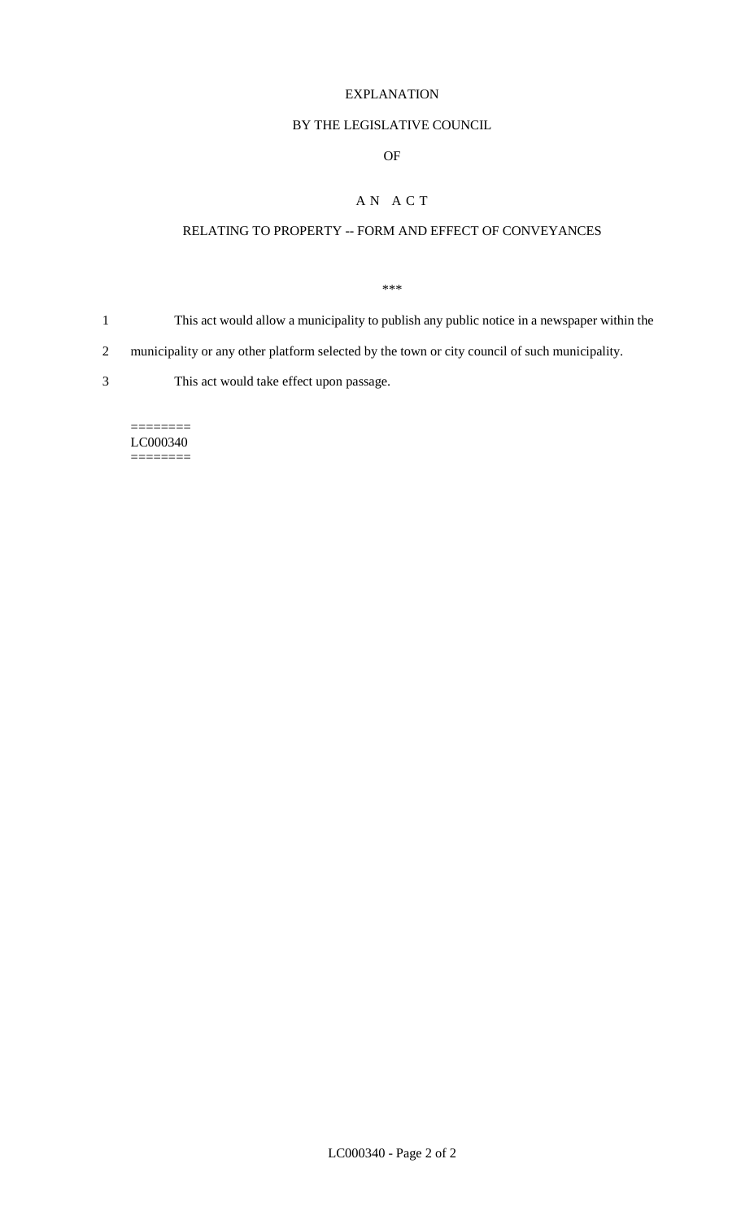# EXPLANATION

## BY THE LEGISLATIVE COUNCIL

## OF

## A N A C T

## RELATING TO PROPERTY -- FORM AND EFFECT OF CONVEYANCES

\*\*\*

1 This act would allow a municipality to publish any public notice in a newspaper within the
2 municipality or any other platform selected by the town or city council of such municipality.
3 This act would take effect upon passage.

========
LC000340
========